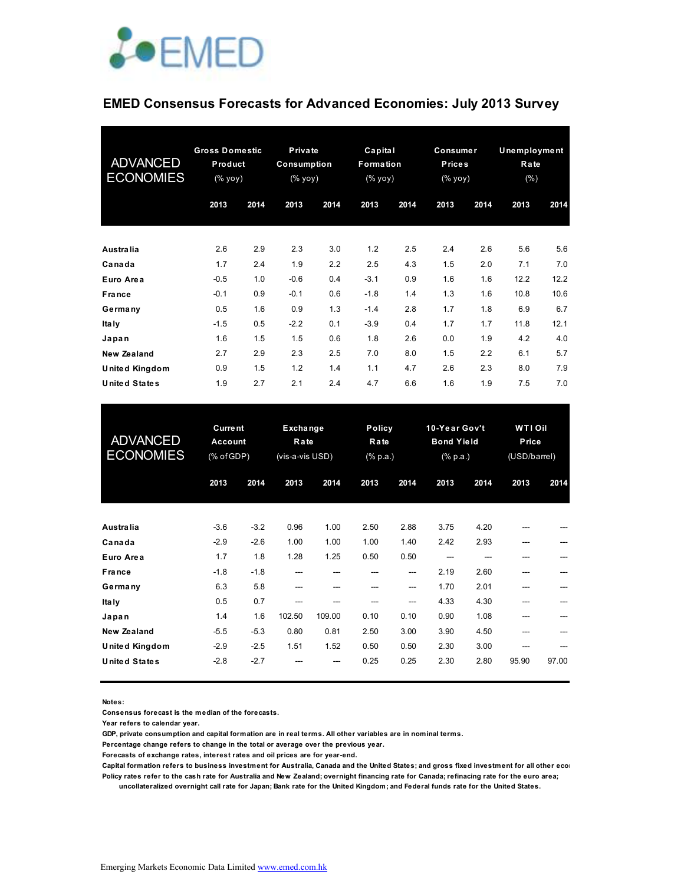EMED

# EMED Consensus Forecasts for Advanced Economies: July 2013 Survey

| ADVANCED ECONOMIES | Gross Domestic Product (% yoy) | | Private Consumption (% yoy) | | Capital Formation (% yoy) | | Consumer Prices (% yoy) | | Unemployment Rate (%) | |
|---|---|---|---|---|---|---|---|---|---|---|
| | 2013 | 2014 | 2013 | 2014 | 2013 | 2014 | 2013 | 2014 | 2013 | 2014 |
| Australia | 2.6 | 2.9 | 2.3 | 3.0 | 1.2 | 2.5 | 2.4 | 2.6 | 5.6 | 5.6 |
| Canada | 1.7 | 2.4 | 1.9 | 2.2 | 2.5 | 4.3 | 1.5 | 2.0 | 7.1 | 7.0 |
| Euro Area | -0.5 | 1.0 | -0.6 | 0.4 | -3.1 | 0.9 | 1.6 | 1.6 | 12.2 | 12.2 |
| France | -0.1 | 0.9 | -0.1 | 0.6 | -1.8 | 1.4 | 1.3 | 1.6 | 10.8 | 10.6 |
| Germany | 0.5 | 1.6 | 0.9 | 1.3 | -1.4 | 2.8 | 1.7 | 1.8 | 6.9 | 6.7 |
| Italy | -1.5 | 0.5 | -2.2 | 0.1 | -3.9 | 0.4 | 1.7 | 1.7 | 11.8 | 12.1 |
| Japan | 1.6 | 1.5 | 1.5 | 0.6 | 1.8 | 2.6 | 0.0 | 1.9 | 4.2 | 4.0 |
| New Zealand | 2.7 | 2.9 | 2.3 | 2.5 | 7.0 | 8.0 | 1.5 | 2.2 | 6.1 | 5.7 |
| United Kingdom | 0.9 | 1.5 | 1.2 | 1.4 | 1.1 | 4.7 | 2.6 | 2.3 | 8.0 | 7.9 |
| United States | 1.9 | 2.7 | 2.1 | 2.4 | 4.7 | 6.6 | 1.6 | 1.9 | 7.5 | 7.0 |

| ADVANCED ECONOMIES | Current Account (% of GDP) | | Exchange Rate (vis-a-vis USD) | | Policy Rate (% p.a.) | | 10-Year Gov't Bond Yield (% p.a.) | | WTI Oil Price (USD/barrel) | |
|---|---|---|---|---|---|---|---|---|---|---|
| | 2013 | 2014 | 2013 | 2014 | 2013 | 2014 | 2013 | 2014 | 2013 | 2014 |
| Australia | -3.6 | -3.2 | 0.96 | 1.00 | 2.50 | 2.88 | 3.75 | 4.20 | --- | --- |
| Canada | -2.9 | -2.6 | 1.00 | 1.00 | 1.00 | 1.40 | 2.42 | 2.93 | --- | --- |
| Euro Area | 1.7 | 1.8 | 1.28 | 1.25 | 0.50 | 0.50 | --- | --- | --- | --- |
| France | -1.8 | -1.8 | --- | --- | --- | --- | 2.19 | 2.60 | --- | --- |
| Germany | 6.3 | 5.8 | --- | --- | --- | --- | 1.70 | 2.01 | --- | --- |
| Italy | 0.5 | 0.7 | --- | --- | --- | --- | 4.33 | 4.30 | --- | --- |
| Japan | 1.4 | 1.6 | 102.50 | 109.00 | 0.10 | 0.10 | 0.90 | 1.08 | --- | --- |
| New Zealand | -5.5 | -5.3 | 0.80 | 0.81 | 2.50 | 3.00 | 3.90 | 4.50 | --- | --- |
| United Kingdom | -2.9 | -2.5 | 1.51 | 1.52 | 0.50 | 0.50 | 2.30 | 3.00 | --- | --- |
| United States | -2.8 | -2.7 | --- | --- | 0.25 | 0.25 | 2.30 | 2.80 | 95.90 | 97.00 |

**Notes:**

**Consensus forecast is the median of the forecasts.**

**Year refers to calendar year.**

**GDP, private consumption and capital formation are in real terms. All other variables are in nominal terms.**

**Percentage change refers to change in the total or average over the previous year.**

**Forecasts of exchange rates, interest rates and oil prices are for year-end.**

**Capital formation refers to business investment for Australia, Canada and the United States; and gross fixed investment for all other eco**

**Policy rates refer to the cash rate for Australia and New Zealand; overnight financing rate for Canada; refinacing rate for the euro area; uncollateralized overnight call rate for Japan; Bank rate for the United Kingdom; and Federal funds rate for the United States.**

Emerging Markets Economic Data Limited www.emed.com.hk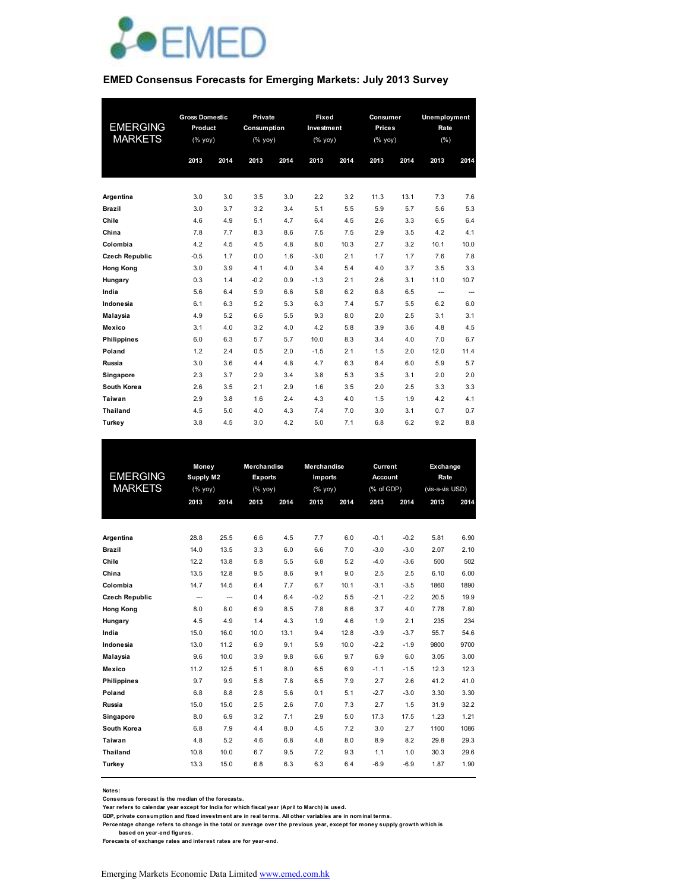# EMED Consensus Forecasts for Emerging Markets: July 2013 Survey

| EMERGING MARKETS | Gross Domestic Product (% yoy) | | Private Consumption (% yoy) | | Fixed Investment (% yoy) | | Consumer Prices (% yoy) | | Unemployment Rate (%) | |
|---|---|---|---|---|---|---|---|---|---|---|
| | 2013 | 2014 | 2013 | 2014 | 2013 | 2014 | 2013 | 2014 | 2013 | 2014 |
| **Argentina** | 3.0 | 3.0 | 3.5 | 3.0 | 2.2 | 3.2 | 11.3 | 13.1 | 7.3 | 7.6 |
| **Brazil** | 3.0 | 3.7 | 3.2 | 3.4 | 5.1 | 5.5 | 5.9 | 5.7 | 5.6 | 5.3 |
| **Chile** | 4.6 | 4.9 | 5.1 | 4.7 | 6.4 | 4.5 | 2.6 | 3.3 | 6.5 | 6.4 |
| **China** | 7.8 | 7.7 | 8.3 | 8.6 | 7.5 | 7.5 | 2.9 | 3.5 | 4.2 | 4.1 |
| **Colombia** | 4.2 | 4.5 | 4.5 | 4.8 | 8.0 | 10.3 | 2.7 | 3.2 | 10.1 | 10.0 |
| **Czech Republic** | -0.5 | 1.7 | 0.0 | 1.6 | -3.0 | 2.1 | 1.7 | 1.7 | 7.6 | 7.8 |
| **Hong Kong** | 3.0 | 3.9 | 4.1 | 4.0 | 3.4 | 5.4 | 4.0 | 3.7 | 3.5 | 3.3 |
| **Hungary** | 0.3 | 1.4 | -0.2 | 0.9 | -1.3 | 2.1 | 2.6 | 3.1 | 11.0 | 10.7 |
| **India** | 5.6 | 6.4 | 5.9 | 6.6 | 5.8 | 6.2 | 6.8 | 6.5 | --- | --- |
| **Indonesia** | 6.1 | 6.3 | 5.2 | 5.3 | 6.3 | 7.4 | 5.7 | 5.5 | 6.2 | 6.0 |
| **Malaysia** | 4.9 | 5.2 | 6.6 | 5.5 | 9.3 | 8.0 | 2.0 | 2.5 | 3.1 | 3.1 |
| **Mexico** | 3.1 | 4.0 | 3.2 | 4.0 | 4.2 | 5.8 | 3.9 | 3.6 | 4.8 | 4.5 |
| **Philippines** | 6.0 | 6.3 | 5.7 | 5.7 | 10.0 | 8.3 | 3.4 | 4.0 | 7.0 | 6.7 |
| **Poland** | 1.2 | 2.4 | 0.5 | 2.0 | -1.5 | 2.1 | 1.5 | 2.0 | 12.0 | 11.4 |
| **Russia** | 3.0 | 3.6 | 4.4 | 4.8 | 4.7 | 6.3 | 6.4 | 6.0 | 5.9 | 5.7 |
| **Singapore** | 2.3 | 3.7 | 2.9 | 3.4 | 3.8 | 5.3 | 3.5 | 3.1 | 2.0 | 2.0 |
| **South Korea** | 2.6 | 3.5 | 2.1 | 2.9 | 1.6 | 3.5 | 2.0 | 2.5 | 3.3 | 3.3 |
| **Taiwan** | 2.9 | 3.8 | 1.6 | 2.4 | 4.3 | 4.0 | 1.5 | 1.9 | 4.2 | 4.1 |
| **Thailand** | 4.5 | 5.0 | 4.0 | 4.3 | 7.4 | 7.0 | 3.0 | 3.1 | 0.7 | 0.7 |
| **Turkey** | 3.8 | 4.5 | 3.0 | 4.2 | 5.0 | 7.1 | 6.8 | 6.2 | 9.2 | 8.8 |

| EMERGING MARKETS | Money Supply M2 (% yoy) | | Merchandise Exports (% yoy) | | Merchandise Imports (% yoy) | | Current Account (% of GDP) | | Exchange Rate (vis-a-vis USD) | |
|---|---|---|---|---|---|---|---|---|---|---|
| | 2013 | 2014 | 2013 | 2014 | 2013 | 2014 | 2013 | 2014 | 2013 | 2014 |
| **Argentina** | 28.8 | 25.5 | 6.6 | 4.5 | 7.7 | 6.0 | -0.1 | -0.2 | 5.81 | 6.90 |
| **Brazil** | 14.0 | 13.5 | 3.3 | 6.0 | 6.6 | 7.0 | -3.0 | -3.0 | 2.07 | 2.10 |
| **Chile** | 12.2 | 13.8 | 5.8 | 5.5 | 6.8 | 5.2 | -4.0 | -3.6 | 500 | 502 |
| **China** | 13.5 | 12.8 | 9.5 | 8.6 | 9.1 | 9.0 | 2.5 | 2.5 | 6.10 | 6.00 |
| **Colombia** | 14.7 | 14.5 | 6.4 | 7.7 | 6.7 | 10.1 | -3.1 | -3.5 | 1860 | 1890 |
| **Czech Republic** | --- | --- | 0.4 | 6.4 | -0.2 | 5.5 | -2.1 | -2.2 | 20.5 | 19.9 |
| **Hong Kong** | 8.0 | 8.0 | 6.9 | 8.5 | 7.8 | 8.6 | 3.7 | 4.0 | 7.78 | 7.80 |
| **Hungary** | 4.5 | 4.9 | 1.4 | 4.3 | 1.9 | 4.6 | 1.9 | 2.1 | 235 | 234 |
| **India** | 15.0 | 16.0 | 10.0 | 13.1 | 9.4 | 12.8 | -3.9 | -3.7 | 55.7 | 54.6 |
| **Indonesia** | 13.0 | 11.2 | 6.9 | 9.1 | 5.9 | 10.0 | -2.2 | -1.9 | 9800 | 9700 |
| **Malaysia** | 9.6 | 10.0 | 3.9 | 9.8 | 6.6 | 9.7 | 6.9 | 6.0 | 3.05 | 3.00 |
| **Mexico** | 11.2 | 12.5 | 5.1 | 8.0 | 6.5 | 6.9 | -1.1 | -1.5 | 12.3 | 12.3 |
| **Philippines** | 9.7 | 9.9 | 5.8 | 7.8 | 6.5 | 7.9 | 2.7 | 2.6 | 41.2 | 41.0 |
| **Poland** | 6.8 | 8.8 | 2.8 | 5.6 | 0.1 | 5.1 | -2.7 | -3.0 | 3.30 | 3.30 |
| **Russia** | 15.0 | 15.0 | 2.5 | 2.6 | 7.0 | 7.3 | 2.7 | 1.5 | 31.9 | 32.2 |
| **Singapore** | 8.0 | 6.9 | 3.2 | 7.1 | 2.9 | 5.0 | 17.3 | 17.5 | 1.23 | 1.21 |
| **South Korea** | 6.8 | 7.9 | 4.4 | 8.0 | 4.5 | 7.2 | 3.0 | 2.7 | 1100 | 1086 |
| **Taiwan** | 4.8 | 5.2 | 4.6 | 6.8 | 4.8 | 8.0 | 8.9 | 8.2 | 29.8 | 29.3 |
| **Thailand** | 10.8 | 10.0 | 6.7 | 9.5 | 7.2 | 9.3 | 1.1 | 1.0 | 30.3 | 29.6 |
| **Turkey** | 13.3 | 15.0 | 6.8 | 6.3 | 6.3 | 6.4 | -6.9 | -6.9 | 1.87 | 1.90 |

**Notes:**
Consensus forecast is the median of the forecasts.
Year refers to calendar year except for India for which fiscal year (April to March) is used.
GDP, private consumption and fixed investment are in real terms. All other variables are in nominal terms.
Percentage change refers to change in the total or average over the previous year, except for money supply growth which is based on year-end figures.
Forecasts of exchange rates and interest rates are for year-end.

Emerging Markets Economic Data Limited www.emed.com.hk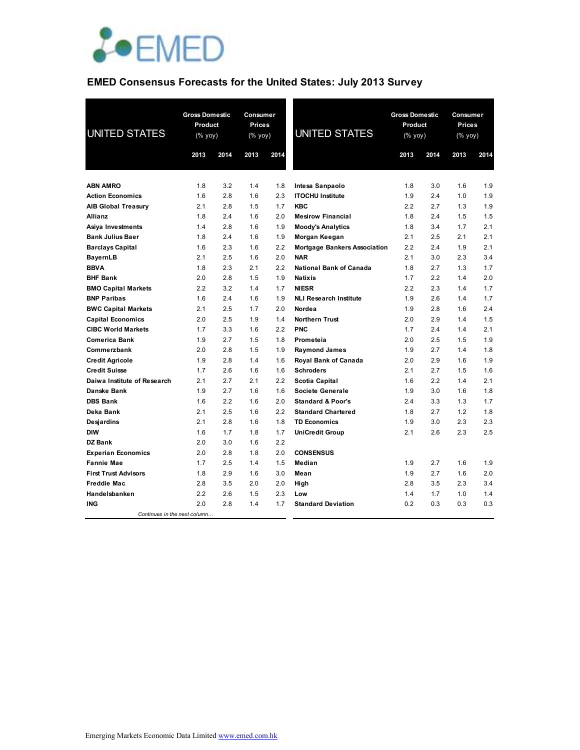EMED

## EMED Consensus Forecasts for the United States: July 2013 Survey

| UNITED STATES | Gross Domestic Product (% yoy) | | Consumer Prices (% yoy) | |
|---|---|---|---|---|
| | 2013 | 2014 | 2013 | 2014 |
| **ABN AMRO** | 1.8 | 3.2 | 1.4 | 1.8 |
| **Action Economics** | 1.6 | 2.8 | 1.6 | 2.3 |
| **AIB Global Treasury** | 2.1 | 2.8 | 1.5 | 1.7 |
| **Allianz** | 1.8 | 2.4 | 1.6 | 2.0 |
| **Asiya Investments** | 1.4 | 2.8 | 1.6 | 1.9 |
| **Bank Julius Baer** | 1.8 | 2.4 | 1.6 | 1.9 |
| **Barclays Capital** | 1.6 | 2.3 | 1.6 | 2.2 |
| **BayernLB** | 2.1 | 2.5 | 1.6 | 2.0 |
| **BBVA** | 1.8 | 2.3 | 2.1 | 2.2 |
| **BHF Bank** | 2.0 | 2.8 | 1.5 | 1.9 |
| **BMO Capital Markets** | 2.2 | 3.2 | 1.4 | 1.7 |
| **BNP Paribas** | 1.6 | 2.4 | 1.6 | 1.9 |
| **BWC Capital Markets** | 2.1 | 2.5 | 1.7 | 2.0 |
| **Capital Economics** | 2.0 | 2.5 | 1.9 | 1.4 |
| **CIBC World Markets** | 1.7 | 3.3 | 1.6 | 2.2 |
| **Comerica Bank** | 1.9 | 2.7 | 1.5 | 1.8 |
| **Commerzbank** | 2.0 | 2.8 | 1.5 | 1.9 |
| **Credit Agricole** | 1.9 | 2.8 | 1.4 | 1.6 |
| **Credit Suisse** | 1.7 | 2.6 | 1.6 | 1.6 |
| **Daiwa Institute of Research** | 2.1 | 2.7 | 2.1 | 2.2 |
| **Danske Bank** | 1.9 | 2.7 | 1.6 | 1.6 |
| **DBS Bank** | 1.6 | 2.2 | 1.6 | 2.0 |
| **Deka Bank** | 2.1 | 2.5 | 1.6 | 2.2 |
| **Desjardins** | 2.1 | 2.8 | 1.6 | 1.8 |
| **DIW** | 1.6 | 1.7 | 1.8 | 1.7 |
| **DZ Bank** | 2.0 | 3.0 | 1.6 | 2.2 |
| **Experian Economics** | 2.0 | 2.8 | 1.8 | 2.0 |
| **Fannie Mae** | 1.7 | 2.5 | 1.4 | 1.5 |
| **First Trust Advisors** | 1.8 | 2.9 | 1.6 | 3.0 |
| **Freddie Mac** | 2.8 | 3.5 | 2.0 | 2.0 |
| **Handelsbanken** | 2.2 | 2.6 | 1.5 | 2.3 |
| **ING** | 2.0 | 2.8 | 1.4 | 1.7 |
| **Intesa Sanpaolo** | 1.8 | 3.0 | 1.6 | 1.9 |
| **ITOCHU Institute** | 1.9 | 2.4 | 1.0 | 1.9 |
| **KBC** | 2.2 | 2.7 | 1.3 | 1.9 |
| **Mesirow Financial** | 1.8 | 2.4 | 1.5 | 1.5 |
| **Moody's Analytics** | 1.8 | 3.4 | 1.7 | 2.1 |
| **Morgan Keegan** | 2.1 | 2.5 | 2.1 | 2.1 |
| **Mortgage Bankers Association** | 2.2 | 2.4 | 1.9 | 2.1 |
| **NAR** | 2.1 | 3.0 | 2.3 | 3.4 |
| **National Bank of Canada** | 1.8 | 2.7 | 1.3 | 1.7 |
| **Natixis** | 1.7 | 2.2 | 1.4 | 2.0 |
| **NIESR** | 2.2 | 2.3 | 1.4 | 1.7 |
| **NLI Research Institute** | 1.9 | 2.6 | 1.4 | 1.7 |
| **Nordea** | 1.9 | 2.8 | 1.6 | 2.4 |
| **Northern Trust** | 2.0 | 2.9 | 1.4 | 1.5 |
| **PNC** | 1.7 | 2.4 | 1.4 | 2.1 |
| **Prometeia** | 2.0 | 2.5 | 1.5 | 1.9 |
| **Raymond James** | 1.9 | 2.7 | 1.4 | 1.8 |
| **Royal Bank of Canada** | 2.0 | 2.9 | 1.6 | 1.9 |
| **Schroders** | 2.1 | 2.7 | 1.5 | 1.6 |
| **Scotia Capital** | 1.6 | 2.2 | 1.4 | 2.1 |
| **Societe Generale** | 1.9 | 3.0 | 1.6 | 1.8 |
| **Standard & Poor's** | 2.4 | 3.3 | 1.3 | 1.7 |
| **Standard Chartered** | 1.8 | 2.7 | 1.2 | 1.8 |
| **TD Economics** | 1.9 | 3.0 | 2.3 | 2.3 |
| **UniCredit Group** | 2.1 | 2.6 | 2.3 | 2.5 |
| **CONSENSUS** | | | | |
| **Median** | 1.9 | 2.7 | 1.6 | 1.9 |
| **Mean** | 1.9 | 2.7 | 1.6 | 2.0 |
| **High** | 2.8 | 3.5 | 2.3 | 3.4 |
| **Low** | 1.4 | 1.7 | 1.0 | 1.4 |
| **Standard Deviation** | 0.2 | 0.3 | 0.3 | 0.3 |

Emerging Markets Economic Data Limited www.emed.com.hk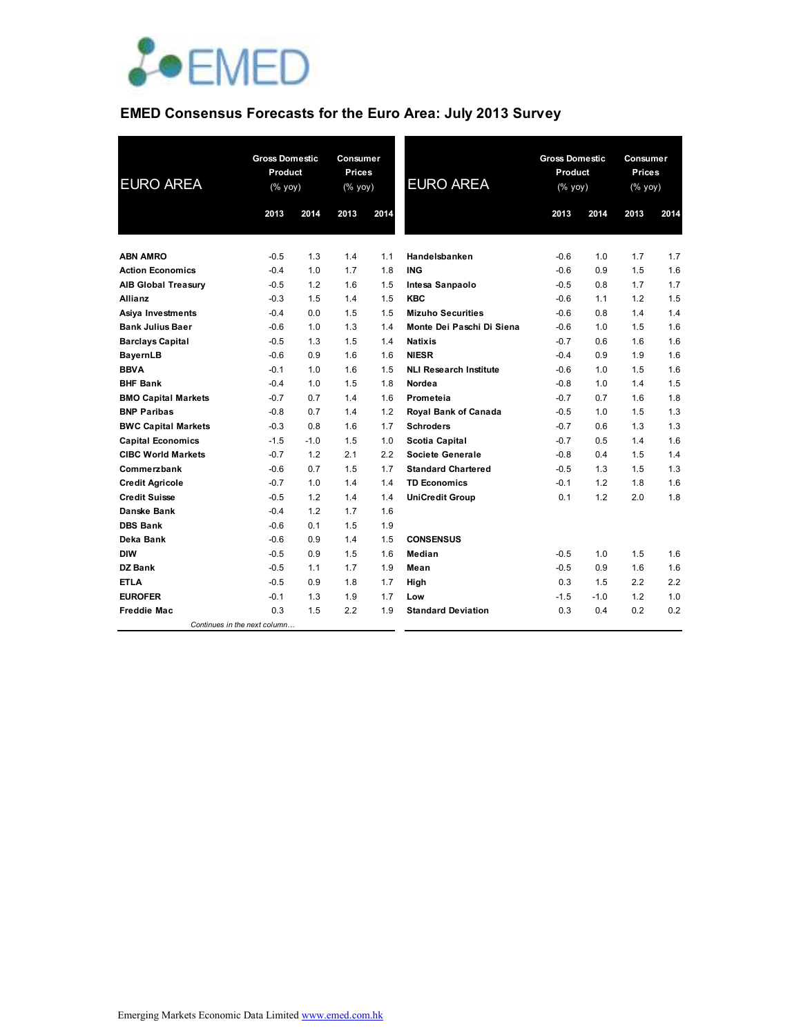EMED

# EMED Consensus Forecasts for the Euro Area: July 2013 Survey

| EURO AREA | Gross Domestic Product (% yoy) | | Consumer Prices (% yoy) | |
|---|---|---|---|---|
| | 2013 | 2014 | 2013 | 2014 |
| **ABN AMRO** | -0.5 | 1.3 | 1.4 | 1.1 |
| **Action Economics** | -0.4 | 1.0 | 1.7 | 1.8 |
| **AIB Global Treasury** | -0.5 | 1.2 | 1.6 | 1.5 |
| **Allianz** | -0.3 | 1.5 | 1.4 | 1.5 |
| **Asiya Investments** | -0.4 | 0.0 | 1.5 | 1.5 |
| **Bank Julius Baer** | -0.6 | 1.0 | 1.3 | 1.4 |
| **Barclays Capital** | -0.5 | 1.3 | 1.5 | 1.4 |
| **BayernLB** | -0.6 | 0.9 | 1.6 | 1.6 |
| **BBVA** | -0.1 | 1.0 | 1.6 | 1.5 |
| **BHF Bank** | -0.4 | 1.0 | 1.5 | 1.8 |
| **BMO Capital Markets** | -0.7 | 0.7 | 1.4 | 1.6 |
| **BNP Paribas** | -0.8 | 0.7 | 1.4 | 1.2 |
| **BWC Capital Markets** | -0.3 | 0.8 | 1.6 | 1.7 |
| **Capital Economics** | -1.5 | -1.0 | 1.5 | 1.0 |
| **CIBC World Markets** | -0.7 | 1.2 | 2.1 | 2.2 |
| **Commerzbank** | -0.6 | 0.7 | 1.5 | 1.7 |
| **Credit Agricole** | -0.7 | 1.0 | 1.4 | 1.4 |
| **Credit Suisse** | -0.5 | 1.2 | 1.4 | 1.4 |
| **Danske Bank** | -0.4 | 1.2 | 1.7 | 1.6 |
| **DBS Bank** | -0.6 | 0.1 | 1.5 | 1.9 |
| **Deka Bank** | -0.6 | 0.9 | 1.4 | 1.5 |
| **DIW** | -0.5 | 0.9 | 1.5 | 1.6 |
| **DZ Bank** | -0.5 | 1.1 | 1.7 | 1.9 |
| **ETLA** | -0.5 | 0.9 | 1.8 | 1.7 |
| **EUROFER** | -0.1 | 1.3 | 1.9 | 1.7 |
| **Freddie Mac** | 0.3 | 1.5 | 2.2 | 1.9 |
| **Handelsbanken** | -0.6 | 1.0 | 1.7 | 1.7 |
| **ING** | -0.6 | 0.9 | 1.5 | 1.6 |
| **Intesa Sanpaolo** | -0.5 | 0.8 | 1.7 | 1.7 |
| **KBC** | -0.6 | 1.1 | 1.2 | 1.5 |
| **Mizuho Securities** | -0.6 | 0.8 | 1.4 | 1.4 |
| **Monte Dei Paschi Di Siena** | -0.6 | 1.0 | 1.5 | 1.6 |
| **Natixis** | -0.7 | 0.6 | 1.6 | 1.6 |
| **NIESR** | -0.4 | 0.9 | 1.9 | 1.6 |
| **NLI Research Institute** | -0.6 | 1.0 | 1.5 | 1.6 |
| **Nordea** | -0.8 | 1.0 | 1.4 | 1.5 |
| **Prometeia** | -0.7 | 0.7 | 1.6 | 1.8 |
| **Royal Bank of Canada** | -0.5 | 1.0 | 1.5 | 1.3 |
| **Schroders** | -0.7 | 0.6 | 1.3 | 1.3 |
| **Scotia Capital** | -0.7 | 0.5 | 1.4 | 1.6 |
| **Societe Generale** | -0.8 | 0.4 | 1.5 | 1.4 |
| **Standard Chartered** | -0.5 | 1.3 | 1.5 | 1.3 |
| **TD Economics** | -0.1 | 1.2 | 1.8 | 1.6 |
| **UniCredit Group** | 0.1 | 1.2 | 2.0 | 1.8 |
| **CONSENSUS** | | | | |
| **Median** | -0.5 | 1.0 | 1.5 | 1.6 |
| **Mean** | -0.5 | 0.9 | 1.6 | 1.6 |
| **High** | 0.3 | 1.5 | 2.2 | 2.2 |
| **Low** | -1.5 | -1.0 | 1.2 | 1.0 |
| **Standard Deviation** | 0.3 | 0.4 | 0.2 | 0.2 |

Emerging Markets Economic Data Limited www.emed.com.hk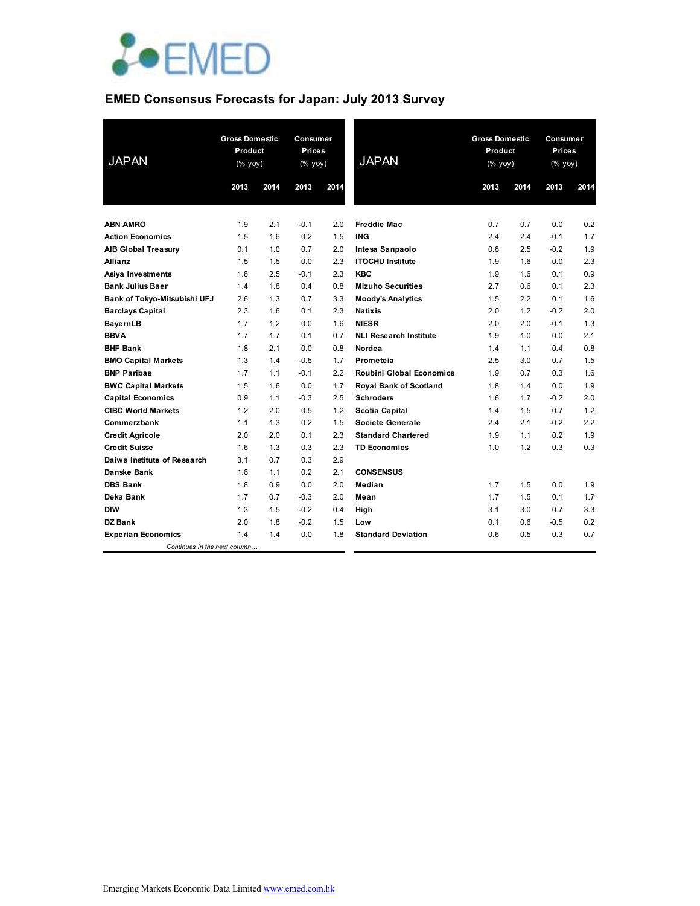# EMED Consensus Forecasts for Japan: July 2013 Survey

| JAPAN | Gross Domestic Product (% yoy) | | Consumer Prices (% yoy) | |
|---|---|---|---|---|
| | 2013 | 2014 | 2013 | 2014 |
| **ABN AMRO** | 1.9 | 2.1 | -0.1 | 2.0 |
| **Action Economics** | 1.5 | 1.6 | 0.2 | 1.5 |
| **AIB Global Treasury** | 0.1 | 1.0 | 0.7 | 2.0 |
| **Allianz** | 1.5 | 1.5 | 0.0 | 2.3 |
| **Asiya Investments** | 1.8 | 2.5 | -0.1 | 2.3 |
| **Bank Julius Baer** | 1.4 | 1.8 | 0.4 | 0.8 |
| **Bank of Tokyo-Mitsubishi UFJ** | 2.6 | 1.3 | 0.7 | 3.3 |
| **Barclays Capital** | 2.3 | 1.6 | 0.1 | 2.3 |
| **BayernLB** | 1.7 | 1.2 | 0.0 | 1.6 |
| **BBVA** | 1.7 | 1.7 | 0.1 | 0.7 |
| **BHF Bank** | 1.8 | 2.1 | 0.0 | 0.8 |
| **BMO Capital Markets** | 1.3 | 1.4 | -0.5 | 1.7 |
| **BNP Paribas** | 1.7 | 1.1 | -0.1 | 2.2 |
| **BWC Capital Markets** | 1.5 | 1.6 | 0.0 | 1.7 |
| **Capital Economics** | 0.9 | 1.1 | -0.3 | 2.5 |
| **CIBC World Markets** | 1.2 | 2.0 | 0.5 | 1.2 |
| **Commerzbank** | 1.1 | 1.3 | 0.2 | 1.5 |
| **Credit Agricole** | 2.0 | 2.0 | 0.1 | 2.3 |
| **Credit Suisse** | 1.6 | 1.3 | 0.3 | 2.3 |
| **Daiwa Institute of Research** | 3.1 | 0.7 | 0.3 | 2.9 |
| **Danske Bank** | 1.6 | 1.1 | 0.2 | 2.1 |
| **DBS Bank** | 1.8 | 0.9 | 0.0 | 2.0 |
| **Deka Bank** | 1.7 | 0.7 | -0.3 | 2.0 |
| **DIW** | 1.3 | 1.5 | -0.2 | 0.4 |
| **DZ Bank** | 2.0 | 1.8 | -0.2 | 1.5 |
| **Experian Economics** | 1.4 | 1.4 | 0.0 | 1.8 |
| **Freddie Mac** | 0.7 | 0.7 | 0.0 | 0.2 |
| **ING** | 2.4 | 2.4 | -0.1 | 1.7 |
| **Intesa Sanpaolo** | 0.8 | 2.5 | -0.2 | 1.9 |
| **ITOCHU Institute** | 1.9 | 1.6 | 0.0 | 2.3 |
| **KBC** | 1.9 | 1.6 | 0.1 | 0.9 |
| **Mizuho Securities** | 2.7 | 0.6 | 0.1 | 2.3 |
| **Moody's Analytics** | 1.5 | 2.2 | 0.1 | 1.6 |
| **Natixis** | 2.0 | 1.2 | -0.2 | 2.0 |
| **NIESR** | 2.0 | 2.0 | -0.1 | 1.3 |
| **NLI Research Institute** | 1.9 | 1.0 | 0.0 | 2.1 |
| **Nordea** | 1.4 | 1.1 | 0.4 | 0.8 |
| **Prometeia** | 2.5 | 3.0 | 0.7 | 1.5 |
| **Roubini Global Economics** | 1.9 | 0.7 | 0.3 | 1.6 |
| **Royal Bank of Scotland** | 1.8 | 1.4 | 0.0 | 1.9 |
| **Schroders** | 1.6 | 1.7 | -0.2 | 2.0 |
| **Scotia Capital** | 1.4 | 1.5 | 0.7 | 1.2 |
| **Societe Generale** | 2.4 | 2.1 | -0.2 | 2.2 |
| **Standard Chartered** | 1.9 | 1.1 | 0.2 | 1.9 |
| **TD Economics** | 1.0 | 1.2 | 0.3 | 0.3 |
| **CONSENSUS** | | | | |
| **Median** | 1.7 | 1.5 | 0.0 | 1.9 |
| **Mean** | 1.7 | 1.5 | 0.1 | 1.7 |
| **High** | 3.1 | 3.0 | 0.7 | 3.3 |
| **Low** | 0.1 | 0.6 | -0.5 | 0.2 |
| **Standard Deviation** | 0.6 | 0.5 | 0.3 | 0.7 |

Emerging Markets Economic Data Limited www.emed.com.hk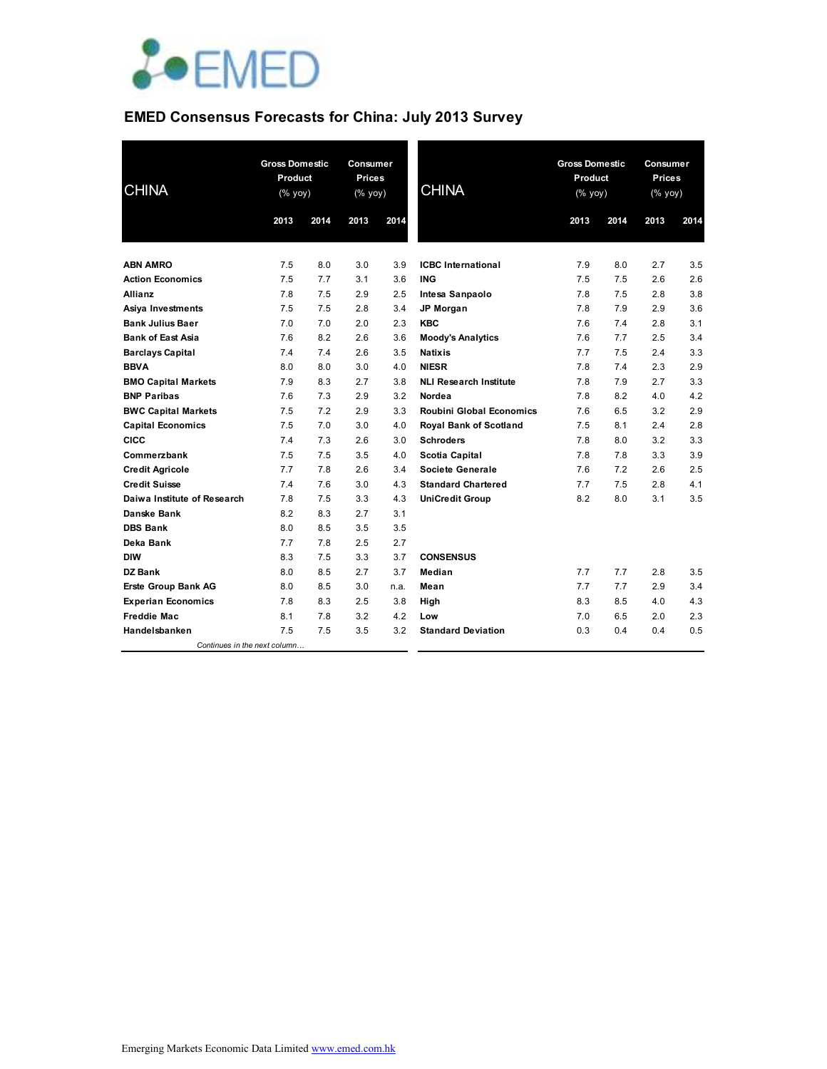# EMED Consensus Forecasts for China: July 2013 Survey

| CHINA | Gross Domestic Product (% yoy) | | Consumer Prices (% yoy) | |
|---|---|---|---|---|
| | 2013 | 2014 | 2013 | 2014 |
| **ABN AMRO** | 7.5 | 8.0 | 3.0 | 3.9 |
| **Action Economics** | 7.5 | 7.7 | 3.1 | 3.6 |
| **Allianz** | 7.8 | 7.5 | 2.9 | 2.5 |
| **Asiya Investments** | 7.5 | 7.5 | 2.8 | 3.4 |
| **Bank Julius Baer** | 7.0 | 7.0 | 2.0 | 2.3 |
| **Bank of East Asia** | 7.6 | 8.2 | 2.6 | 3.6 |
| **Barclays Capital** | 7.4 | 7.4 | 2.6 | 3.5 |
| **BBVA** | 8.0 | 8.0 | 3.0 | 4.0 |
| **BMO Capital Markets** | 7.9 | 8.3 | 2.7 | 3.8 |
| **BNP Paribas** | 7.6 | 7.3 | 2.9 | 3.2 |
| **BWC Capital Markets** | 7.5 | 7.2 | 2.9 | 3.3 |
| **Capital Economics** | 7.5 | 7.0 | 3.0 | 4.0 |
| **CICC** | 7.4 | 7.3 | 2.6 | 3.0 |
| **Commerzbank** | 7.5 | 7.5 | 3.5 | 4.0 |
| **Credit Agricole** | 7.7 | 7.8 | 2.6 | 3.4 |
| **Credit Suisse** | 7.4 | 7.6 | 3.0 | 4.3 |
| **Daiwa Institute of Research** | 7.8 | 7.5 | 3.3 | 4.3 |
| **Danske Bank** | 8.2 | 8.3 | 2.7 | 3.1 |
| **DBS Bank** | 8.0 | 8.5 | 3.5 | 3.5 |
| **Deka Bank** | 7.7 | 7.8 | 2.5 | 2.7 |
| **DIW** | 8.3 | 7.5 | 3.3 | 3.7 |
| **DZ Bank** | 8.0 | 8.5 | 2.7 | 3.7 |
| **Erste Group Bank AG** | 8.0 | 8.5 | 3.0 | n.a. |
| **Experian Economics** | 7.8 | 8.3 | 2.5 | 3.8 |
| **Freddie Mac** | 8.1 | 7.8 | 3.2 | 4.2 |
| **Handelsbanken** | 7.5 | 7.5 | 3.5 | 3.2 |
| **ICBC International** | 7.9 | 8.0 | 2.7 | 3.5 |
| **ING** | 7.5 | 7.5 | 2.6 | 2.6 |
| **Intesa Sanpaolo** | 7.8 | 7.5 | 2.8 | 3.8 |
| **JP Morgan** | 7.8 | 7.9 | 2.9 | 3.6 |
| **KBC** | 7.6 | 7.4 | 2.8 | 3.1 |
| **Moody's Analytics** | 7.6 | 7.7 | 2.5 | 3.4 |
| **Natixis** | 7.7 | 7.5 | 2.4 | 3.3 |
| **NIESR** | 7.8 | 7.4 | 2.3 | 2.9 |
| **NLI Research Institute** | 7.8 | 7.9 | 2.7 | 3.3 |
| **Nordea** | 7.8 | 8.2 | 4.0 | 4.2 |
| **Roubini Global Economics** | 7.6 | 6.5 | 3.2 | 2.9 |
| **Royal Bank of Scotland** | 7.5 | 8.1 | 2.4 | 2.8 |
| **Schroders** | 7.8 | 8.0 | 3.2 | 3.3 |
| **Scotia Capital** | 7.8 | 7.8 | 3.3 | 3.9 |
| **Societe Generale** | 7.6 | 7.2 | 2.6 | 2.5 |
| **Standard Chartered** | 7.7 | 7.5 | 2.8 | 4.1 |
| **UniCredit Group** | 8.2 | 8.0 | 3.1 | 3.5 |
| **CONSENSUS** | | | | |
| **Median** | 7.7 | 7.7 | 2.8 | 3.5 |
| **Mean** | 7.7 | 7.7 | 2.9 | 3.4 |
| **High** | 8.3 | 8.5 | 4.0 | 4.3 |
| **Low** | 7.0 | 6.5 | 2.0 | 2.3 |
| **Standard Deviation** | 0.3 | 0.4 | 0.4 | 0.5 |

Emerging Markets Economic Data Limited www.emed.com.hk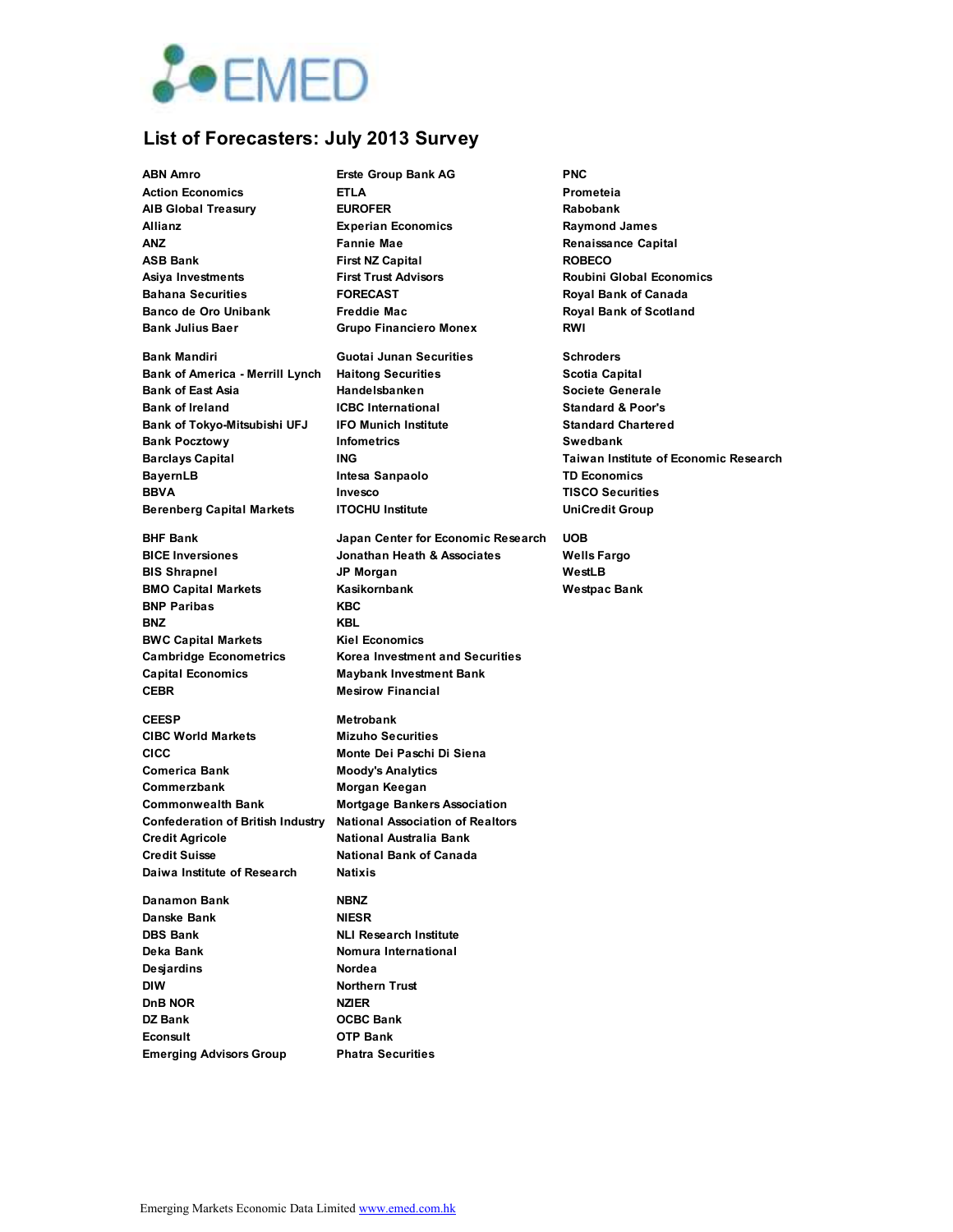EMED

## List of Forecasters: July 2013 Survey

ABN Amro
Action Economics
AIB Global Treasury
Allianz
ANZ
ASB Bank
Asiya Investments
Bahana Securities
Banco de Oro Unibank
Bank Julius Baer

Bank Mandiri
Bank of America - Merrill Lynch
Bank of East Asia
Bank of Ireland
Bank of Tokyo-Mitsubishi UFJ
Bank Pocztowy
Barclays Capital
BayernLB
BBVA
Berenberg Capital Markets

BHF Bank
BICE Inversiones
BIS Shrapnel
BMO Capital Markets
BNP Paribas
BNZ
BWC Capital Markets
Cambridge Econometrics
Capital Economics
CEBR

CEESP
CIBC World Markets
CICC
Comerica Bank
Commerzbank
Commonwealth Bank
Confederation of British Industry
Credit Agricole
Credit Suisse
Daiwa Institute of Research

Danamon Bank
Danske Bank
DBS Bank
Deka Bank
Desjardins
DIW
DnB NOR
DZ Bank
Econsult
Emerging Advisors Group

Erste Group Bank AG
ETLA
EUROFER
Experian Economics
Fannie Mae
First NZ Capital
First Trust Advisors
FORECAST
Freddie Mac
Grupo Financiero Monex

Guotai Junan Securities
Haitong Securities
Handelsbanken
ICBC International
IFO Munich Institute
Infometrics
ING
Intesa Sanpaolo
Invesco
ITOCHU Institute

Japan Center for Economic Research
Jonathan Heath & Associates
JP Morgan
Kasikornbank
KBC
KBL
Kiel Economics
Korea Investment and Securities
Maybank Investment Bank
Mesirow Financial

Metrobank
Mizuho Securities
Monte Dei Paschi Di Siena
Moody's Analytics
Morgan Keegan
Mortgage Bankers Association
National Association of Realtors
National Australia Bank
National Bank of Canada
Natixis

NBNZ
NIESR
NLI Research Institute
Nomura International
Nordea
Northern Trust
NZIER
OCBC Bank
OTP Bank
Phatra Securities

PNC
Prometeia
Rabobank
Raymond James
Renaissance Capital
ROBECO
Roubini Global Economics
Royal Bank of Canada
Royal Bank of Scotland
RWI

Schroders
Scotia Capital
Societe Generale
Standard & Poor's
Standard Chartered
Swedbank
Taiwan Institute of Economic Research
TD Economics
TISCO Securities
UniCredit Group

UOB
Wells Fargo
WestLB
Westpac Bank

Emerging Markets Economic Data Limited www.emed.com.hk